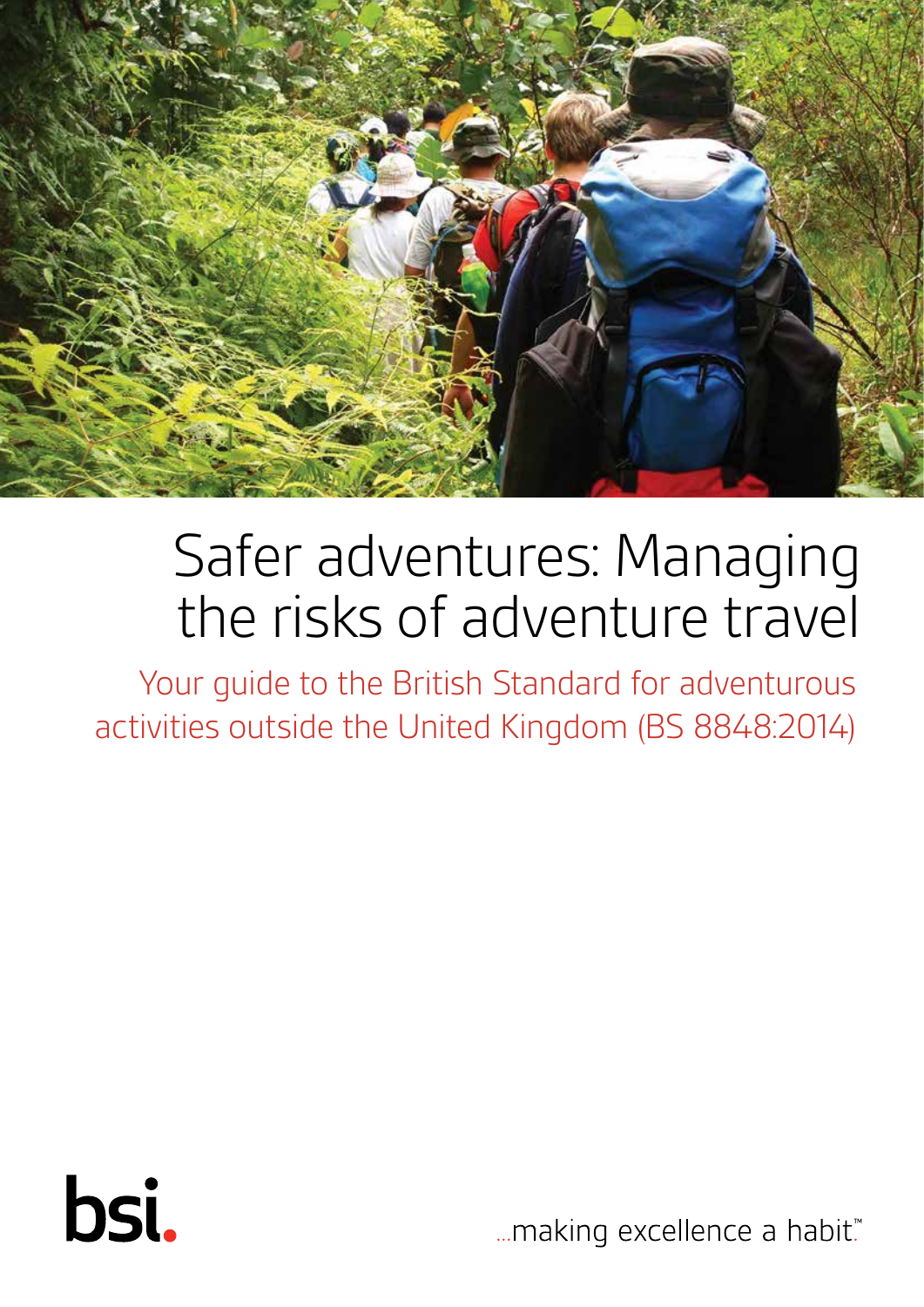# Safer adventures: Managing the risks of adventure travel

## Your guide to the British Standard for adventurous activities outside the United Kingdom (BS 8848:2014)

bsi.

...making excellence a habit.™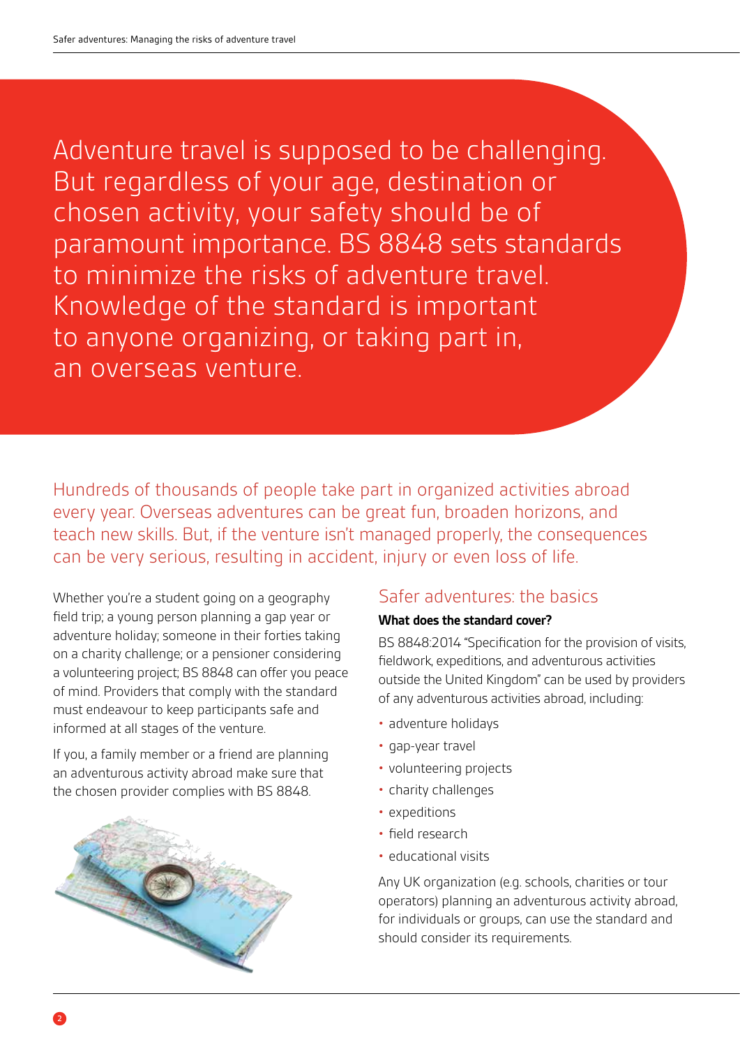Adventure travel is supposed to be challenging. But regardless of your age, destination or chosen activity, your safety should be of paramount importance. BS 8848 sets standards to minimize the risks of adventure travel. Knowledge of the standard is important to anyone organizing, or taking part in, an overseas venture.

Hundreds of thousands of people take part in organized activities abroad every year. Overseas adventures can be great fun, broaden horizons, and teach new skills. But, if the venture isn't managed properly, the consequences can be very serious, resulting in accident, injury or even loss of life.

Whether you're a student going on a geography field trip; a young person planning a gap year or adventure holiday; someone in their forties taking on a charity challenge; or a pensioner considering a volunteering project; BS 8848 can offer you peace of mind. Providers that comply with the standard must endeavour to keep participants safe and informed at all stages of the venture.

If you, a family member or a friend are planning an adventurous activity abroad make sure that the chosen provider complies with BS 8848.

## Safer adventures: the basics

**What does the standard cover?**

BS 8848:2014 "Specification for the provision of visits, fieldwork, expeditions, and adventurous activities outside the United Kingdom" can be used by providers of any adventurous activities abroad, including:

- adventure holidays
- gap-year travel
- volunteering projects
- charity challenges
- expeditions
- field research
- educational visits

Any UK organization (e.g. schools, charities or tour operators) planning an adventurous activity abroad, for individuals or groups, can use the standard and should consider its requirements.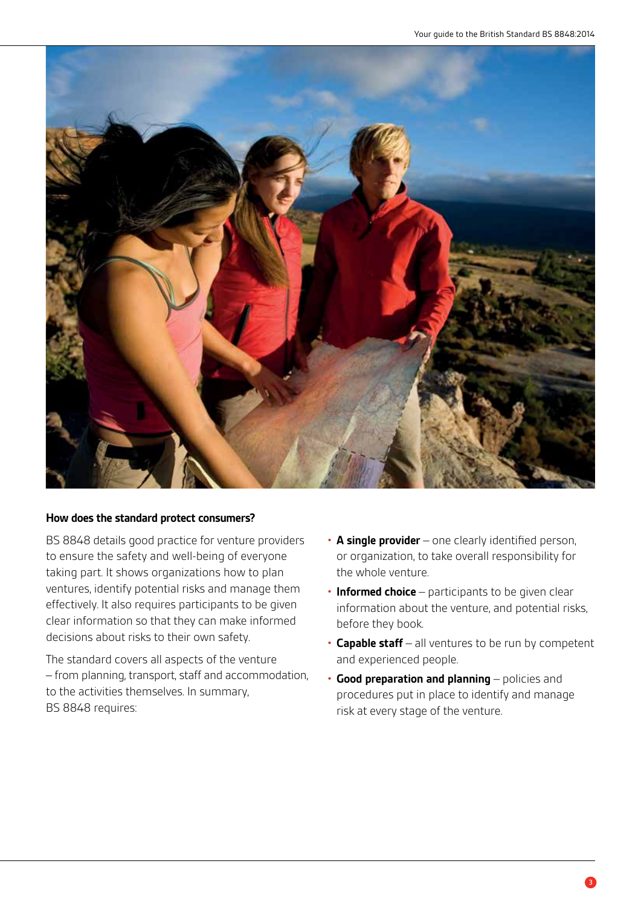### How does the standard protect consumers?

BS 8848 details good practice for venture providers to ensure the safety and well-being of everyone taking part. It shows organizations how to plan ventures, identify potential risks and manage them effectively. It also requires participants to be given clear information so that they can make informed decisions about risks to their own safety.

The standard covers all aspects of the venture – from planning, transport, staff and accommodation, to the activities themselves. In summary, BS 8848 requires:

- **A single provider** – one clearly identified person, or organization, to take overall responsibility for the whole venture.
- **Informed choice** – participants to be given clear information about the venture, and potential risks, before they book.
- **Capable staff** – all ventures to be run by competent and experienced people.
- **Good preparation and planning** – policies and procedures put in place to identify and manage risk at every stage of the venture.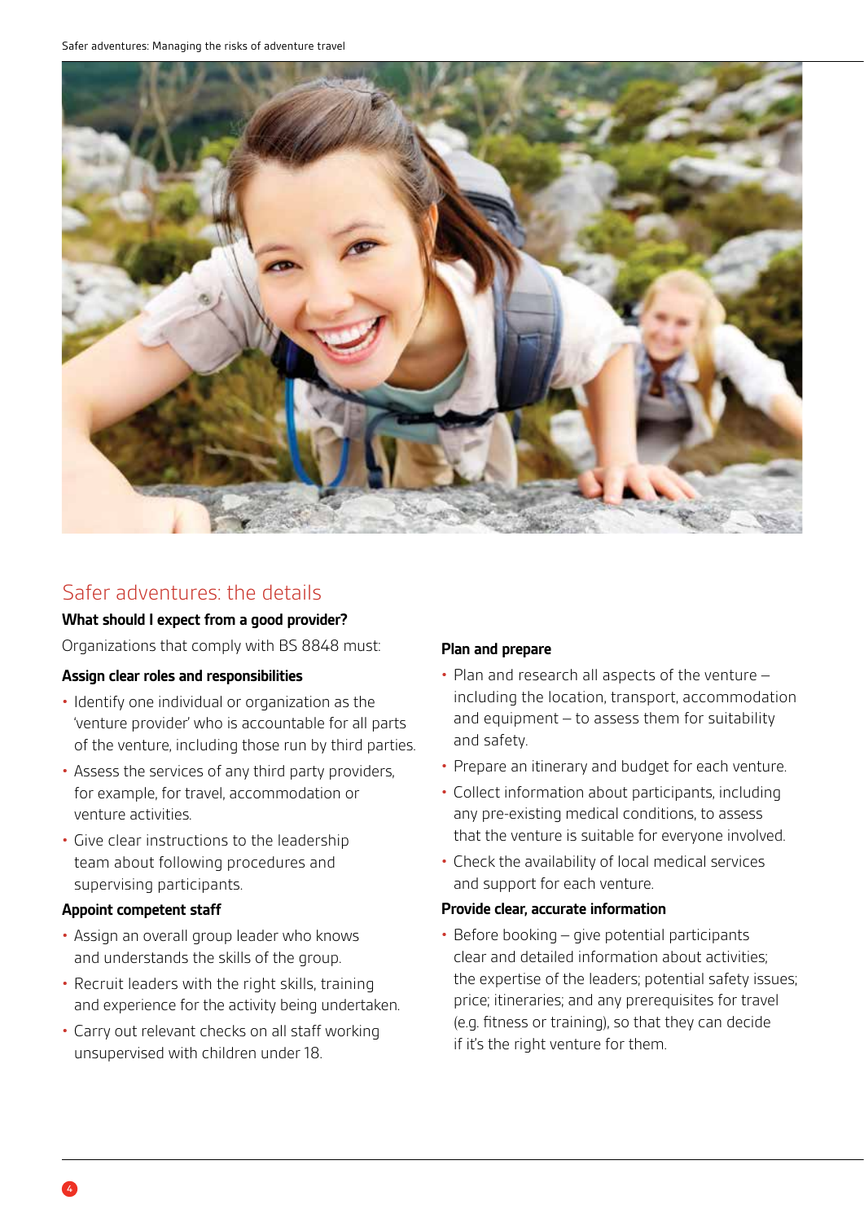## Safer adventures: the details

### What should I expect from a good provider?

Organizations that comply with BS 8848 must:

### Assign clear roles and responsibilities

- Identify one individual or organization as the 'venture provider' who is accountable for all parts of the venture, including those run by third parties.
- Assess the services of any third party providers, for example, for travel, accommodation or venture activities.
- Give clear instructions to the leadership team about following procedures and supervising participants.

### Appoint competent staff

- Assign an overall group leader who knows and understands the skills of the group.
- Recruit leaders with the right skills, training and experience for the activity being undertaken.
- Carry out relevant checks on all staff working unsupervised with children under 18.

### Plan and prepare

- Plan and research all aspects of the venture – including the location, transport, accommodation and equipment – to assess them for suitability and safety.
- Prepare an itinerary and budget for each venture.
- Collect information about participants, including any pre-existing medical conditions, to assess that the venture is suitable for everyone involved.
- Check the availability of local medical services and support for each venture.

### Provide clear, accurate information

- Before booking – give potential participants clear and detailed information about activities; the expertise of the leaders; potential safety issues; price; itineraries; and any prerequisites for travel (e.g. fitness or training), so that they can decide if it's the right venture for them.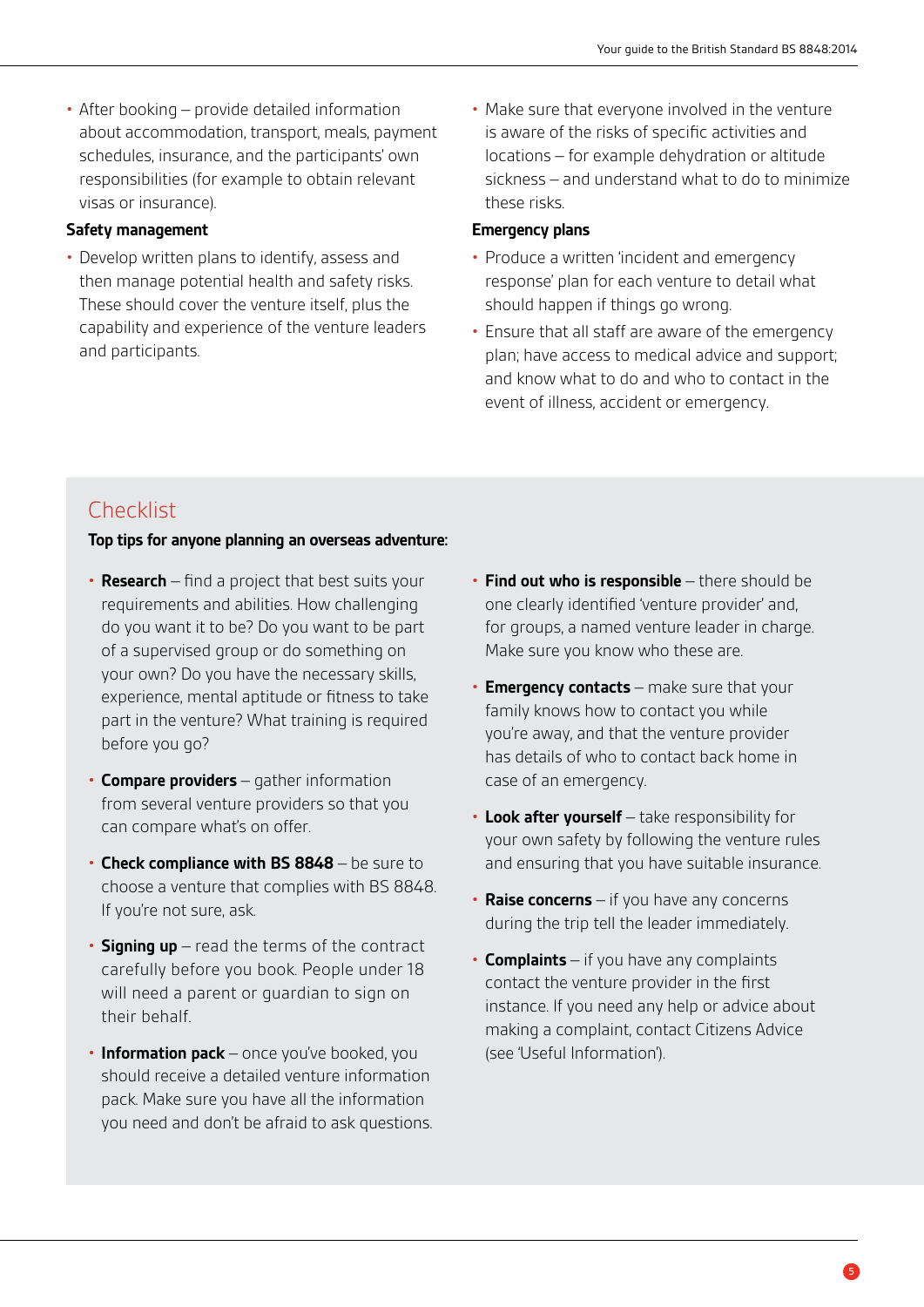- After booking – provide detailed information about accommodation, transport, meals, payment schedules, insurance, and the participants' own responsibilities (for example to obtain relevant visas or insurance).

**Safety management**

- Develop written plans to identify, assess and then manage potential health and safety risks. These should cover the venture itself, plus the capability and experience of the venture leaders and participants.
- Make sure that everyone involved in the venture is aware of the risks of specific activities and locations – for example dehydration or altitude sickness – and understand what to do to minimize these risks.

**Emergency plans**

- Produce a written 'incident and emergency response' plan for each venture to detail what should happen if things go wrong.
- Ensure that all staff are aware of the emergency plan; have access to medical advice and support; and know what to do and who to contact in the event of illness, accident or emergency.

## Checklist

**Top tips for anyone planning an overseas adventure:**

- **Research** – find a project that best suits your requirements and abilities. How challenging do you want it to be? Do you want to be part of a supervised group or do something on your own? Do you have the necessary skills, experience, mental aptitude or fitness to take part in the venture? What training is required before you go?
- **Compare providers** – gather information from several venture providers so that you can compare what's on offer.
- **Check compliance with BS 8848** – be sure to choose a venture that complies with BS 8848. If you're not sure, ask.
- **Signing up** – read the terms of the contract carefully before you book. People under 18 will need a parent or guardian to sign on their behalf.
- **Information pack** – once you've booked, you should receive a detailed venture information pack. Make sure you have all the information you need and don't be afraid to ask questions.
- **Find out who is responsible** – there should be one clearly identified 'venture provider' and, for groups, a named venture leader in charge. Make sure you know who these are.
- **Emergency contacts** – make sure that your family knows how to contact you while you're away, and that the venture provider has details of who to contact back home in case of an emergency.
- **Look after yourself** – take responsibility for your own safety by following the venture rules and ensuring that you have suitable insurance.
- **Raise concerns** – if you have any concerns during the trip tell the leader immediately.
- **Complaints** – if you have any complaints contact the venture provider in the first instance. If you need any help or advice about making a complaint, contact Citizens Advice (see 'Useful Information').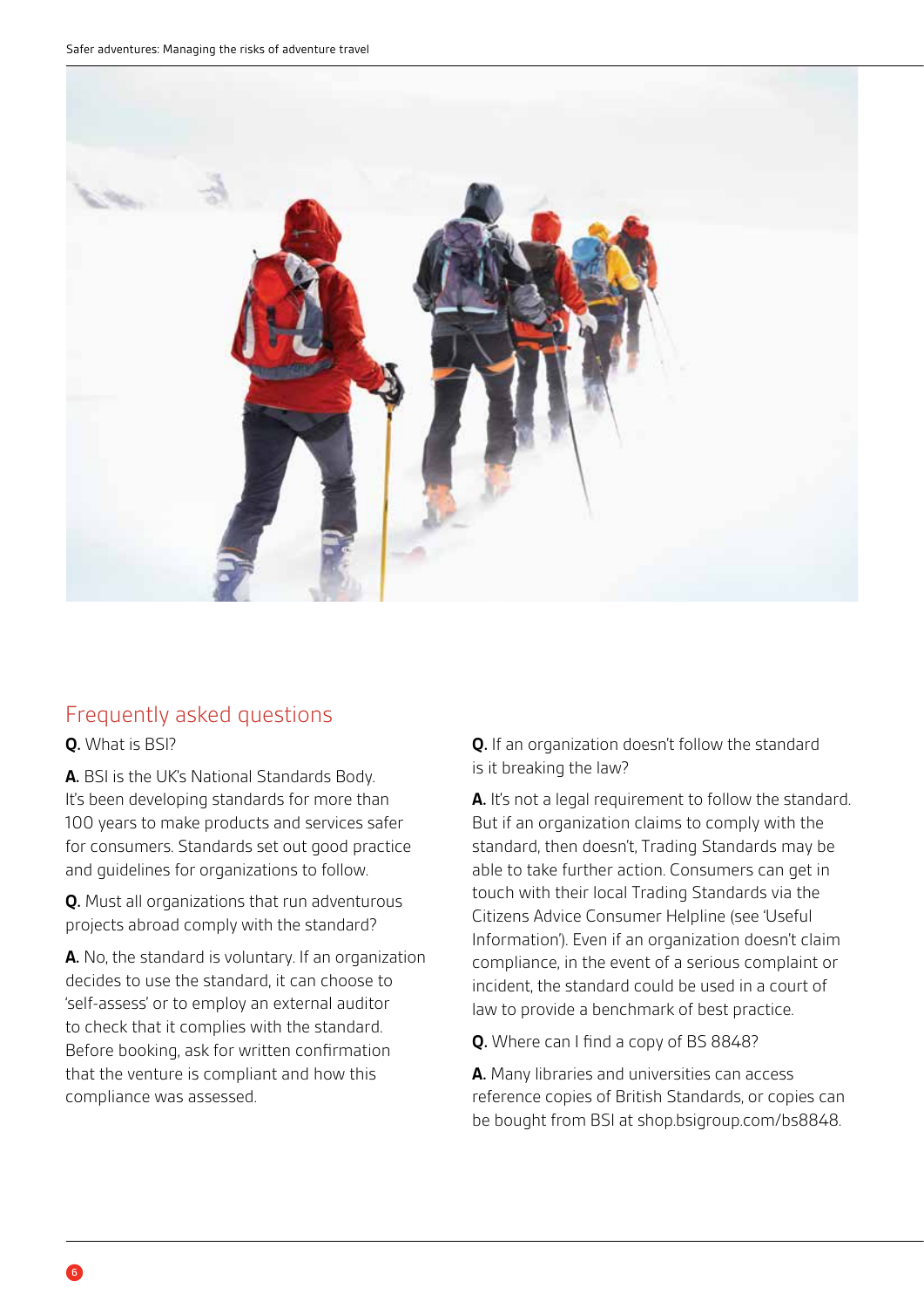## Frequently asked questions

**Q.** What is BSI?

**A.** BSI is the UK's National Standards Body. It's been developing standards for more than 100 years to make products and services safer for consumers. Standards set out good practice and guidelines for organizations to follow.

**Q.** Must all organizations that run adventurous projects abroad comply with the standard?

**A.** No, the standard is voluntary. If an organization decides to use the standard, it can choose to 'self-assess' or to employ an external auditor to check that it complies with the standard. Before booking, ask for written confirmation that the venture is compliant and how this compliance was assessed.

**Q.** If an organization doesn't follow the standard is it breaking the law?

**A.** It's not a legal requirement to follow the standard. But if an organization claims to comply with the standard, then doesn't, Trading Standards may be able to take further action. Consumers can get in touch with their local Trading Standards via the Citizens Advice Consumer Helpline (see 'Useful Information'). Even if an organization doesn't claim compliance, in the event of a serious complaint or incident, the standard could be used in a court of law to provide a benchmark of best practice.

**Q.** Where can I find a copy of BS 8848?

**A.** Many libraries and universities can access reference copies of British Standards, or copies can be bought from BSI at shop.bsigroup.com/bs8848.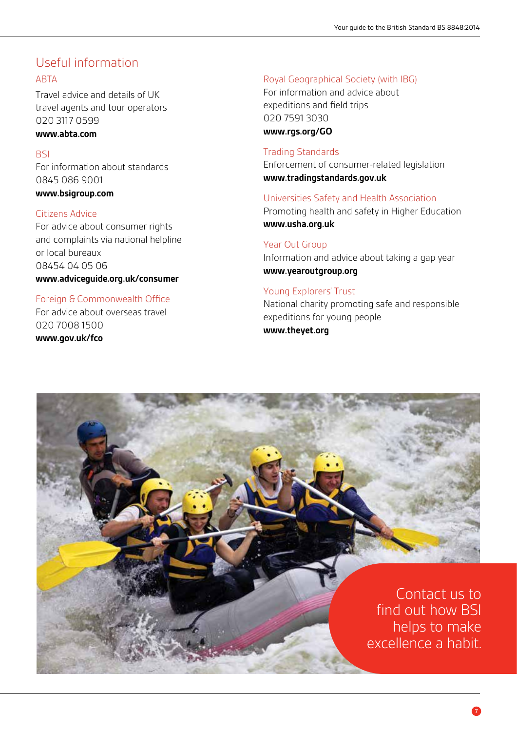## Useful information

### ABTA

Travel advice and details of UK travel agents and tour operators
020 3117 0599
**www.abta.com**

### BSI

For information about standards
0845 086 9001
**www.bsigroup.com**

### Citizens Advice

For advice about consumer rights and complaints via national helpline or local bureaux
08454 04 05 06
**www.adviceguide.org.uk/consumer**

### Foreign & Commonwealth Office

For advice about overseas travel
020 7008 1500
**www.gov.uk/fco**

### Royal Geographical Society (with IBG)

For information and advice about expeditions and field trips
020 7591 3030
**www.rgs.org/GO**

### Trading Standards

Enforcement of consumer-related legislation
**www.tradingstandards.gov.uk**

### Universities Safety and Health Association

Promoting health and safety in Higher Education
**www.usha.org.uk**

### Year Out Group

Information and advice about taking a gap year
**www.yearoutgroup.org**

### Young Explorers' Trust

National charity promoting safe and responsible expeditions for young people
**www.theyet.org**

Contact us to find out how BSI helps to make excellence a habit.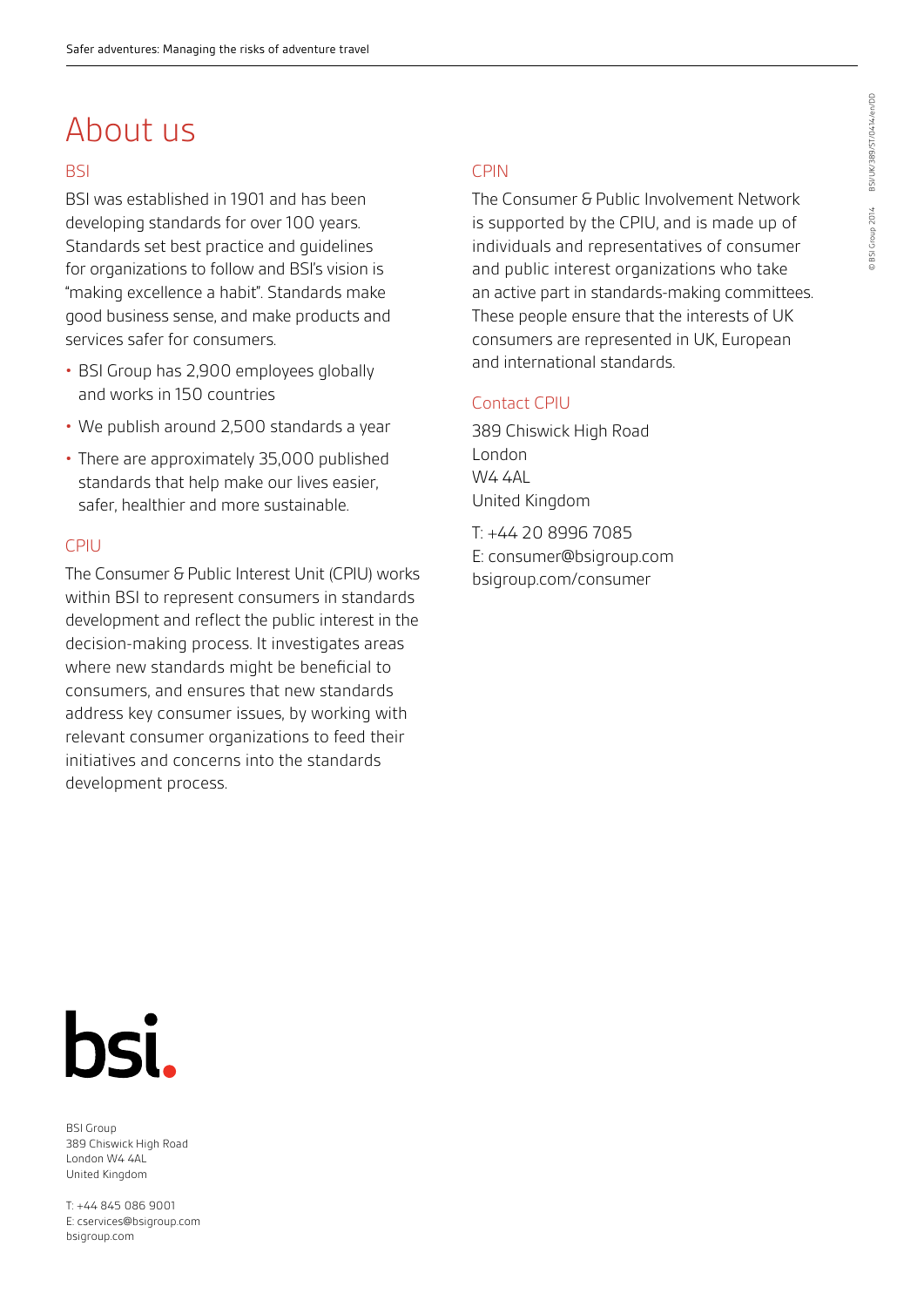# About us

## BSI

BSI was established in 1901 and has been developing standards for over 100 years. Standards set best practice and guidelines for organizations to follow and BSI's vision is "making excellence a habit". Standards make good business sense, and make products and services safer for consumers.

- BSI Group has 2,900 employees globally and works in 150 countries
- We publish around 2,500 standards a year
- There are approximately 35,000 published standards that help make our lives easier, safer, healthier and more sustainable.

## CPIU

The Consumer & Public Interest Unit (CPIU) works within BSI to represent consumers in standards development and reflect the public interest in the decision-making process. It investigates areas where new standards might be beneficial to consumers, and ensures that new standards address key consumer issues, by working with relevant consumer organizations to feed their initiatives and concerns into the standards development process.

## CPIN

The Consumer & Public Involvement Network is supported by the CPIU, and is made up of individuals and representatives of consumer and public interest organizations who take an active part in standards-making committees. These people ensure that the interests of UK consumers are represented in UK, European and international standards.

## Contact CPIU

389 Chiswick High Road
London
W4 4AL
United Kingdom

T: +44 20 8996 7085
E: consumer@bsigroup.com
bsigroup.com/consumer

bsi.

BSI Group
389 Chiswick High Road
London W4 4AL
United Kingdom

T: +44 845 086 9001
E: cservices@bsigroup.com
bsigroup.com

© BSI Group 2014 BSI/UK/389/ST/0414/en/DD